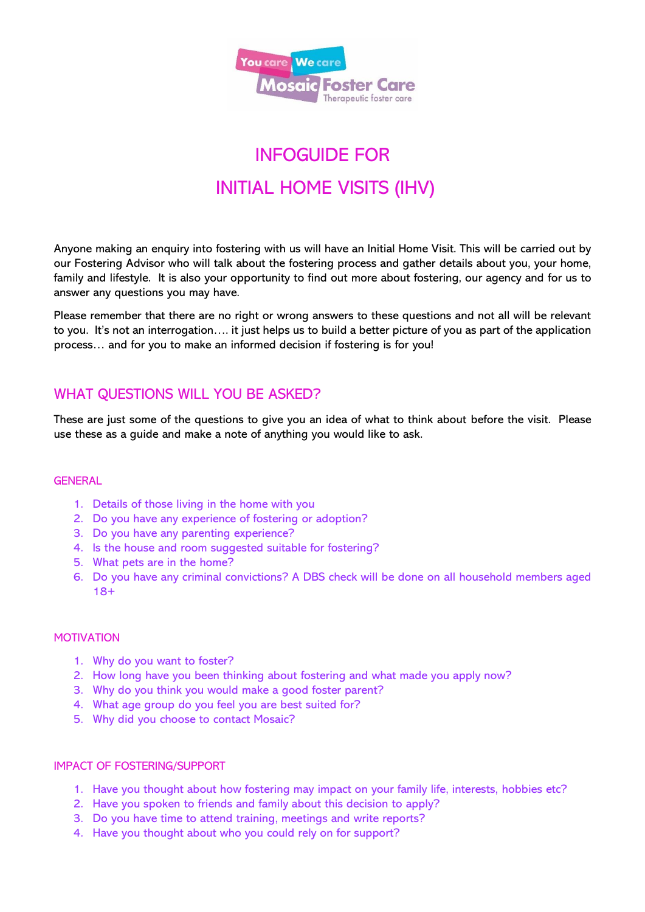# INFOGUIDE FOR

# INITIAL HOME VISITS (IHV)

Anyone making an enquiry into fostering with us will have an Initial Home Visit. This will be carried out by our Fostering Advisor who will talk about the fostering process and gather details about you, your home, family and lifestyle. It is also your opportunity to find out more about fostering, our agency and for us to answer any questions you may have.

Please remember that there are no right or wrong answers to these questions and not all will be relevant to you. It's not an interrogation…. it just helps us to build a better picture of you as part of the application process… and for you to make an informed decision if fostering is for you!

## WHAT QUESTIONS WILL YOU BE ASKED?

These are just some of the questions to give you an idea of what to think about before the visit. Please use these as a guide and make a note of anything you would like to ask.

### GENERAL

1. Details of those living in the home with you
2. Do you have any experience of fostering or adoption?
3. Do you have any parenting experience?
4. Is the house and room suggested suitable for fostering?
5. What pets are in the home?
6. Do you have any criminal convictions? A DBS check will be done on all household members aged 18+

### MOTIVATION

1. Why do you want to foster?
2. How long have you been thinking about fostering and what made you apply now?
3. Why do you think you would make a good foster parent?
4. What age group do you feel you are best suited for?
5. Why did you choose to contact Mosaic?

### IMPACT OF FOSTERING/SUPPORT

1. Have you thought about how fostering may impact on your family life, interests, hobbies etc?
2. Have you spoken to friends and family about this decision to apply?
3. Do you have time to attend training, meetings and write reports?
4. Have you thought about who you could rely on for support?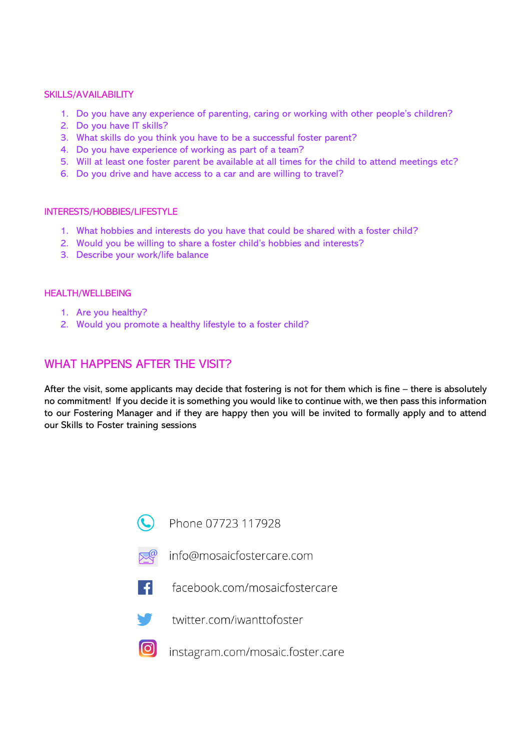### SKILLS/AVAILABILITY

1. Do you have any experience of parenting, caring or working with other people's children?
2. Do you have IT skills?
3. What skills do you think you have to be a successful foster parent?
4. Do you have experience of working as part of a team?
5. Will at least one foster parent be available at all times for the child to attend meetings etc?
6. Do you drive and have access to a car and are willing to travel?

### INTERESTS/HOBBIES/LIFESTYLE

1. What hobbies and interests do you have that could be shared with a foster child?
2. Would you be willing to share a foster child's hobbies and interests?
3. Describe your work/life balance

### HEALTH/WELLBEING

1. Are you healthy?
2. Would you promote a healthy lifestyle to a foster child?

## WHAT HAPPENS AFTER THE VISIT?

After the visit, some applicants may decide that fostering is not for them which is fine – there is absolutely no commitment! If you decide it is something you would like to continue with, we then pass this information to our Fostering Manager and if they are happy then you will be invited to formally apply and to attend our Skills to Foster training sessions

Phone 07723 117928

info@mosaicfostercare.com

facebook.com/mosaicfostercare

twitter.com/iwanttofoster

instagram.com/mosaic.foster.care